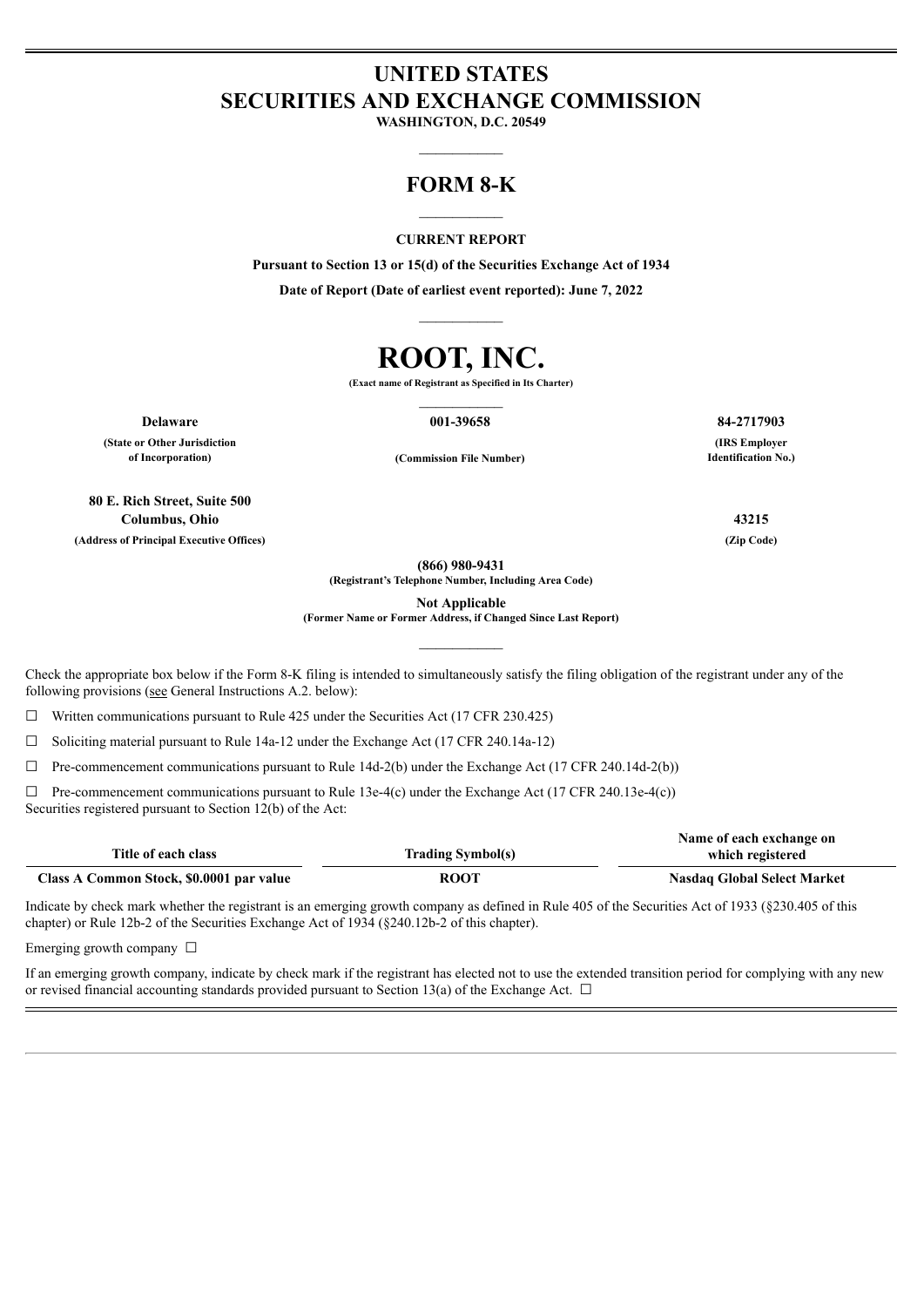# UNITED STATES
# SECURITIES AND EXCHANGE COMMISSION

**WASHINGTON, D.C. 20549**

---

## FORM 8-K

---

**CURRENT REPORT**

**Pursuant to Section 13 or 15(d) of the Securities Exchange Act of 1934**

**Date of Report (Date of earliest event reported): June 7, 2022**

---

# ROOT, INC.

**(Exact name of Registrant as Specified in Its Charter)**

---

| **Delaware** | **001-39658** | **84-2717903** |
|---|---|---|
| **(State or Other Jurisdiction of Incorporation)** | **(Commission File Number)** | **(IRS Employer Identification No.)** |

| **80 E. Rich Street, Suite 500 Columbus, Ohio** | **43215** |
|---|---|
| **(Address of Principal Executive Offices)** | **(Zip Code)** |

**(866) 980-9431**
**(Registrant's Telephone Number, Including Area Code)**

**Not Applicable**
**(Former Name or Former Address, if Changed Since Last Report)**

---

Check the appropriate box below if the Form 8-K filing is intended to simultaneously satisfy the filing obligation of the registrant under any of the following provisions (see General Instructions A.2. below):

☐ Written communications pursuant to Rule 425 under the Securities Act (17 CFR 230.425)

☐ Soliciting material pursuant to Rule 14a-12 under the Exchange Act (17 CFR 240.14a-12)

☐ Pre-commencement communications pursuant to Rule 14d-2(b) under the Exchange Act (17 CFR 240.14d-2(b))

☐ Pre-commencement communications pursuant to Rule 13e-4(c) under the Exchange Act (17 CFR 240.13e-4(c))

Securities registered pursuant to Section 12(b) of the Act:

| Title of each class | Trading Symbol(s) | Name of each exchange on which registered |
|---|---|---|
| **Class A Common Stock, $0.0001 par value** | **ROOT** | **Nasdaq Global Select Market** |

Indicate by check mark whether the registrant is an emerging growth company as defined in Rule 405 of the Securities Act of 1933 (§230.405 of this chapter) or Rule 12b-2 of the Securities Exchange Act of 1934 (§240.12b-2 of this chapter).

Emerging growth company ☐

If an emerging growth company, indicate by check mark if the registrant has elected not to use the extended transition period for complying with any new or revised financial accounting standards provided pursuant to Section 13(a) of the Exchange Act. ☐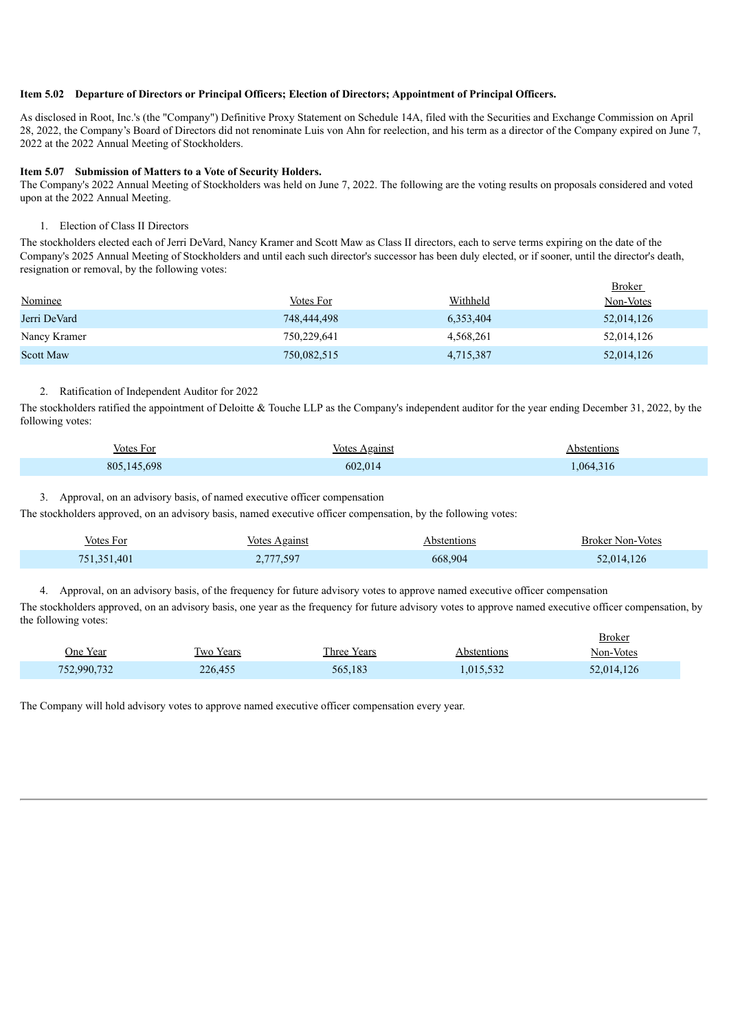**Item 5.02 Departure of Directors or Principal Officers; Election of Directors; Appointment of Principal Officers.**

As disclosed in Root, Inc.'s (the "Company") Definitive Proxy Statement on Schedule 14A, filed with the Securities and Exchange Commission on April 28, 2022, the Company's Board of Directors did not renominate Luis von Ahn for reelection, and his term as a director of the Company expired on June 7, 2022 at the 2022 Annual Meeting of Stockholders.

**Item 5.07 Submission of Matters to a Vote of Security Holders.**

The Company's 2022 Annual Meeting of Stockholders was held on June 7, 2022. The following are the voting results on proposals considered and voted upon at the 2022 Annual Meeting.

1. Election of Class II Directors

The stockholders elected each of Jerri DeVard, Nancy Kramer and Scott Maw as Class II directors, each to serve terms expiring on the date of the Company's 2025 Annual Meeting of Stockholders and until each such director's successor has been duly elected, or if sooner, until the director's death, resignation or removal, by the following votes:

| Nominee | Votes For | Withheld | Broker Non-Votes |
|---|---|---|---|
| Jerri DeVard | 748,444,498 | 6,353,404 | 52,014,126 |
| Nancy Kramer | 750,229,641 | 4,568,261 | 52,014,126 |
| Scott Maw | 750,082,515 | 4,715,387 | 52,014,126 |

2. Ratification of Independent Auditor for 2022

The stockholders ratified the appointment of Deloitte & Touche LLP as the Company's independent auditor for the year ending December 31, 2022, by the following votes:

| Votes For | Votes Against | Abstentions |
|---|---|---|
| 805,145,698 | 602,014 | 1,064,316 |

3. Approval, on an advisory basis, of named executive officer compensation

The stockholders approved, on an advisory basis, named executive officer compensation, by the following votes:

| Votes For | Votes Against | Abstentions | Broker Non-Votes |
|---|---|---|---|
| 751,351,401 | 2,777,597 | 668,904 | 52,014,126 |

4. Approval, on an advisory basis, of the frequency for future advisory votes to approve named executive officer compensation

The stockholders approved, on an advisory basis, one year as the frequency for future advisory votes to approve named executive officer compensation, by the following votes:

| One Year | Two Years | Three Years | Abstentions | Broker Non-Votes |
|---|---|---|---|---|
| 752,990,732 | 226,455 | 565,183 | 1,015,532 | 52,014,126 |

The Company will hold advisory votes to approve named executive officer compensation every year.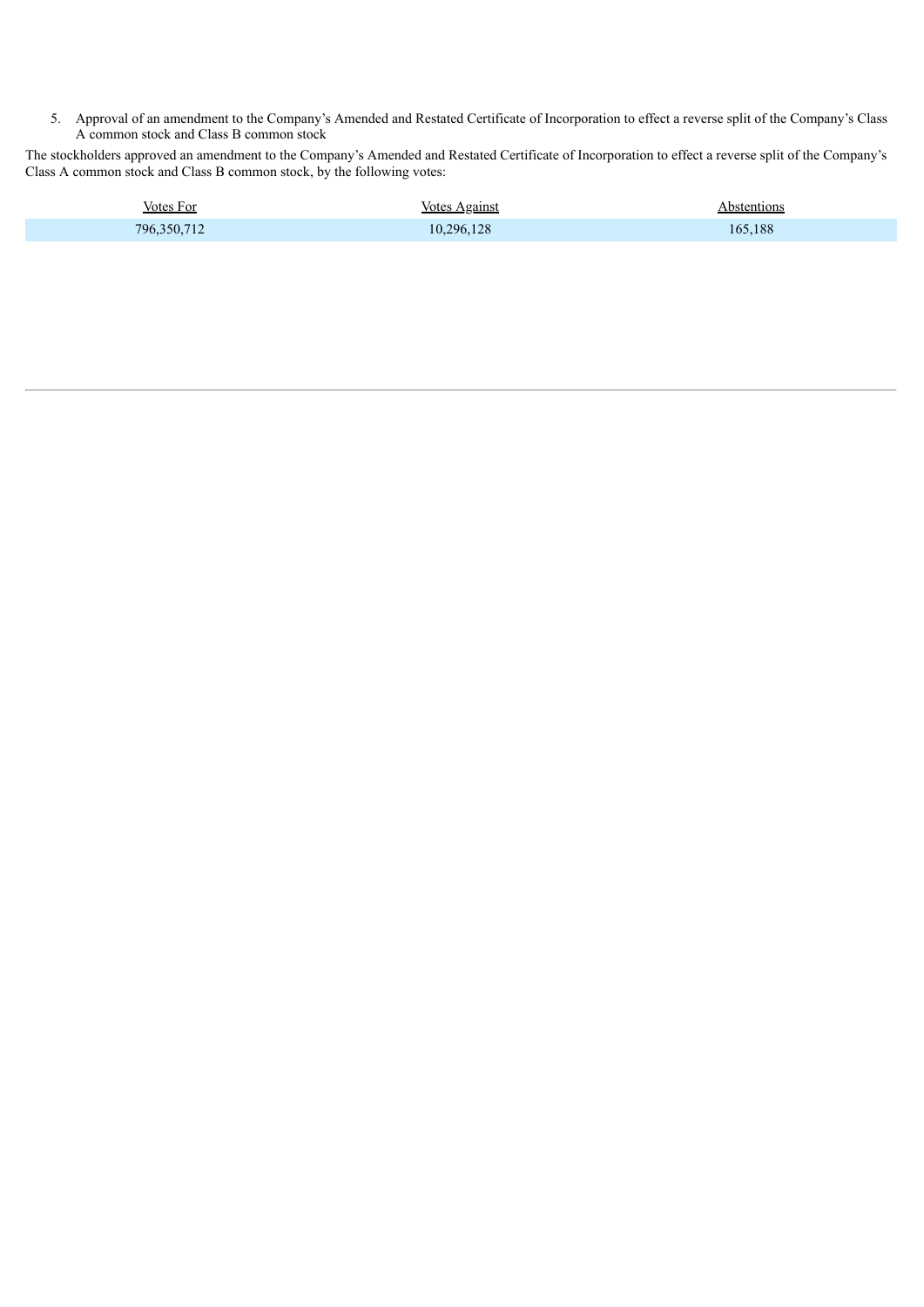5. Approval of an amendment to the Company's Amended and Restated Certificate of Incorporation to effect a reverse split of the Company's Class A common stock and Class B common stock

The stockholders approved an amendment to the Company's Amended and Restated Certificate of Incorporation to effect a reverse split of the Company's Class A common stock and Class B common stock, by the following votes:

| Votes For | Votes Against | Abstentions |
| --- | --- | --- |
| 796,350,712 | 10,296,128 | 165,188 |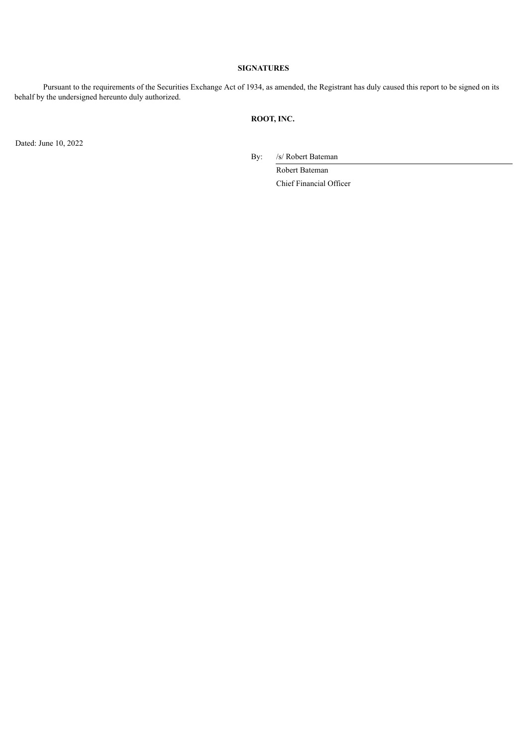**SIGNATURES**

Pursuant to the requirements of the Securities Exchange Act of 1934, as amended, the Registrant has duly caused this report to be signed on its behalf by the undersigned hereunto duly authorized.

**ROOT, INC.**

Dated: June 10, 2022

By: /s/ Robert Bateman

Robert Bateman

Chief Financial Officer